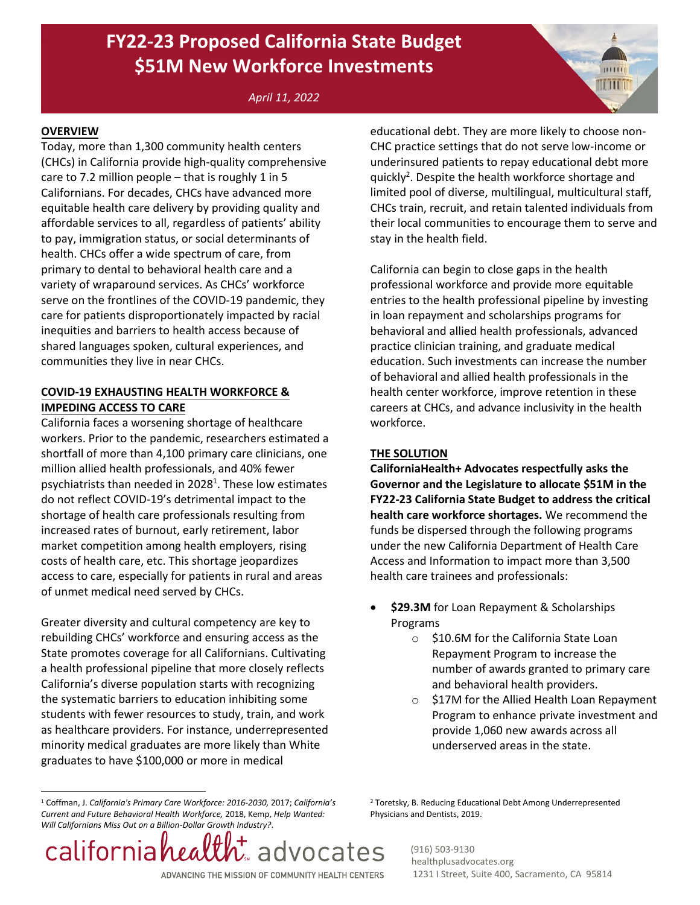# FY22-23 Proposed California State Budget
# $51M New Workforce Investments

*April 11, 2022*

## OVERVIEW

Today, more than 1,300 community health centers (CHCs) in California provide high-quality comprehensive care to 7.2 million people – that is roughly 1 in 5 Californians. For decades, CHCs have advanced more equitable health care delivery by providing quality and affordable services to all, regardless of patients' ability to pay, immigration status, or social determinants of health. CHCs offer a wide spectrum of care, from primary to dental to behavioral health care and a variety of wraparound services. As CHCs' workforce serve on the frontlines of the COVID-19 pandemic, they care for patients disproportionately impacted by racial inequities and barriers to health access because of shared languages spoken, cultural experiences, and communities they live in near CHCs.

## COVID-19 EXHAUSTING HEALTH WORKFORCE & IMPEDING ACCESS TO CARE

California faces a worsening shortage of healthcare workers. Prior to the pandemic, researchers estimated a shortfall of more than 4,100 primary care clinicians, one million allied health professionals, and 40% fewer psychiatrists than needed in 2028[1]. These low estimates do not reflect COVID-19's detrimental impact to the shortage of health care professionals resulting from increased rates of burnout, early retirement, labor market competition among health employers, rising costs of health care, etc. This shortage jeopardizes access to care, especially for patients in rural and areas of unmet medical need served by CHCs.

Greater diversity and cultural competency are key to rebuilding CHCs' workforce and ensuring access as the State promotes coverage for all Californians. Cultivating a health professional pipeline that more closely reflects California's diverse population starts with recognizing the systematic barriers to education inhibiting some students with fewer resources to study, train, and work as healthcare providers. For instance, underrepresented minority medical graduates are more likely than White graduates to have $100,000 or more in medical educational debt. They are more likely to choose non-CHC practice settings that do not serve low-income or underinsured patients to repay educational debt more quickly[2]. Despite the health workforce shortage and limited pool of diverse, multilingual, multicultural staff, CHCs train, recruit, and retain talented individuals from their local communities to encourage them to serve and stay in the health field.

California can begin to close gaps in the health professional workforce and provide more equitable entries to the health professional pipeline by investing in loan repayment and scholarships programs for behavioral and allied health professionals, advanced practice clinician training, and graduate medical education. Such investments can increase the number of behavioral and allied health professionals in the health center workforce, improve retention in these careers at CHCs, and advance inclusivity in the health workforce.

## THE SOLUTION

**CaliforniaHealth+ Advocates respectfully asks the Governor and the Legislature to allocate $51M in the FY22-23 California State Budget to address the critical health care workforce shortages.** We recommend the funds be dispersed through the following programs under the new California Department of Health Care Access and Information to impact more than 3,500 health care trainees and professionals:

- **$29.3M** for Loan Repayment & Scholarships Programs
  - $10.6M for the California State Loan Repayment Program to increase the number of awards granted to primary care and behavioral health providers.
  - $17M for the Allied Health Loan Repayment Program to enhance private investment and provide 1,060 new awards across all underserved areas in the state.

---

[1] Coffman, J. *California's Primary Care Workforce: 2016-2030,* 2017; *California's Current and Future Behavioral Health Workforce,* 2018, Kemp, *Help Wanted: Will Californians Miss Out on a Billion-Dollar Growth Industry?*.

[2] Toretsky, B. Reducing Educational Debt Among Underrepresented Physicians and Dentists, 2019.

californiahealth+ advocates
ADVANCING THE MISSION OF COMMUNITY HEALTH CENTERS

(916) 503-9130
healthplusadvocates.org
1231 I Street, Suite 400, Sacramento, CA 95814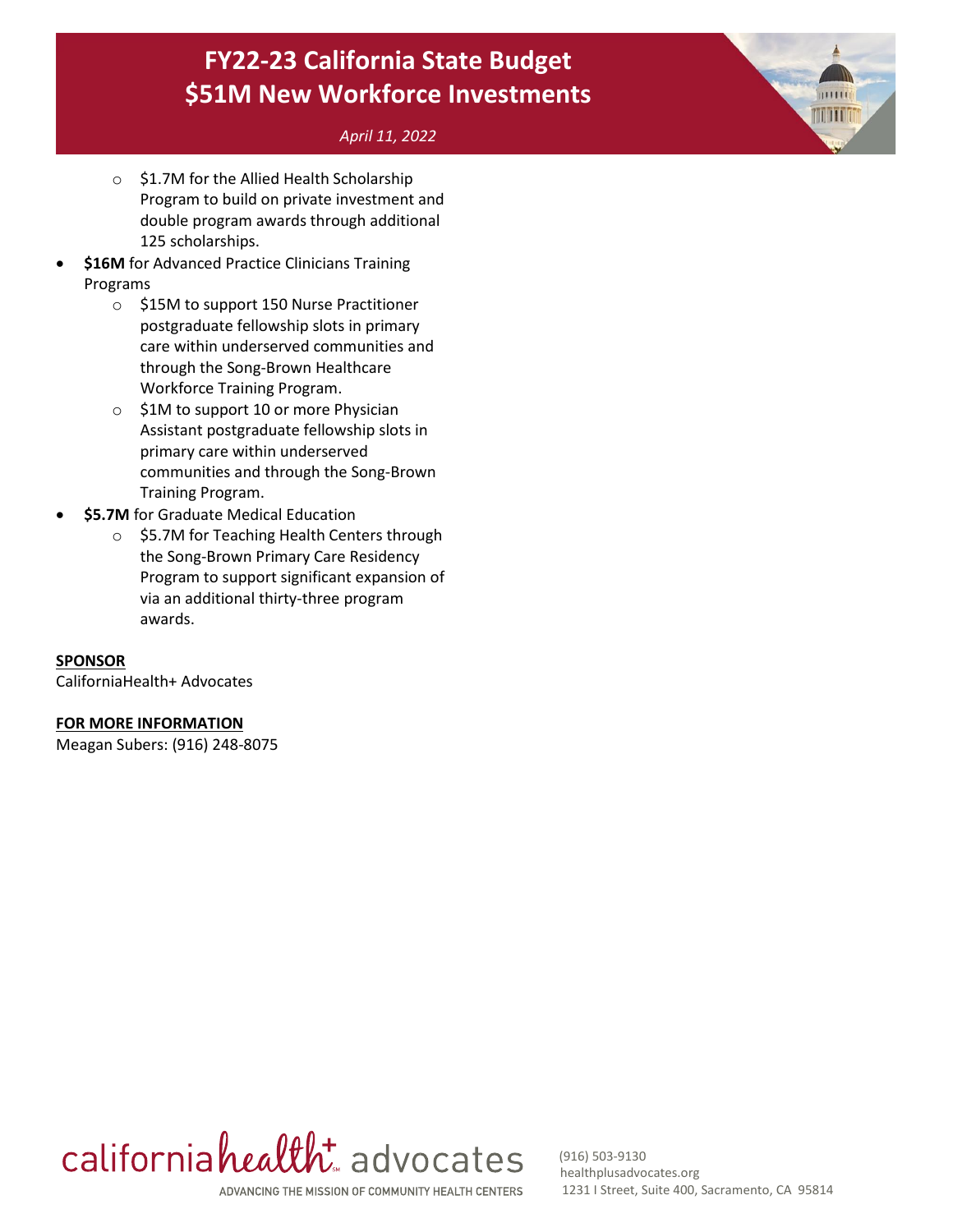# FY22-23 California State Budget
# $51M New Workforce Investments

*April 11, 2022*

- $1.7M for the Allied Health Scholarship Program to build on private investment and double program awards through additional 125 scholarships.

- **$16M** for Advanced Practice Clinicians Training Programs
  - $15M to support 150 Nurse Practitioner postgraduate fellowship slots in primary care within underserved communities and through the Song-Brown Healthcare Workforce Training Program.
  - $1M to support 10 or more Physician Assistant postgraduate fellowship slots in primary care within underserved communities and through the Song-Brown Training Program.
- **$5.7M** for Graduate Medical Education
  - $5.7M for Teaching Health Centers through the Song-Brown Primary Care Residency Program to support significant expansion of via an additional thirty-three program awards.

**SPONSOR**

CaliforniaHealth+ Advocates

**FOR MORE INFORMATION**

Meagan Subers: (916) 248-8075

californiahealth+ advocates
ADVANCING THE MISSION OF COMMUNITY HEALTH CENTERS

(916) 503-9130
healthplusadvocates.org
1231 I Street, Suite 400, Sacramento, CA 95814